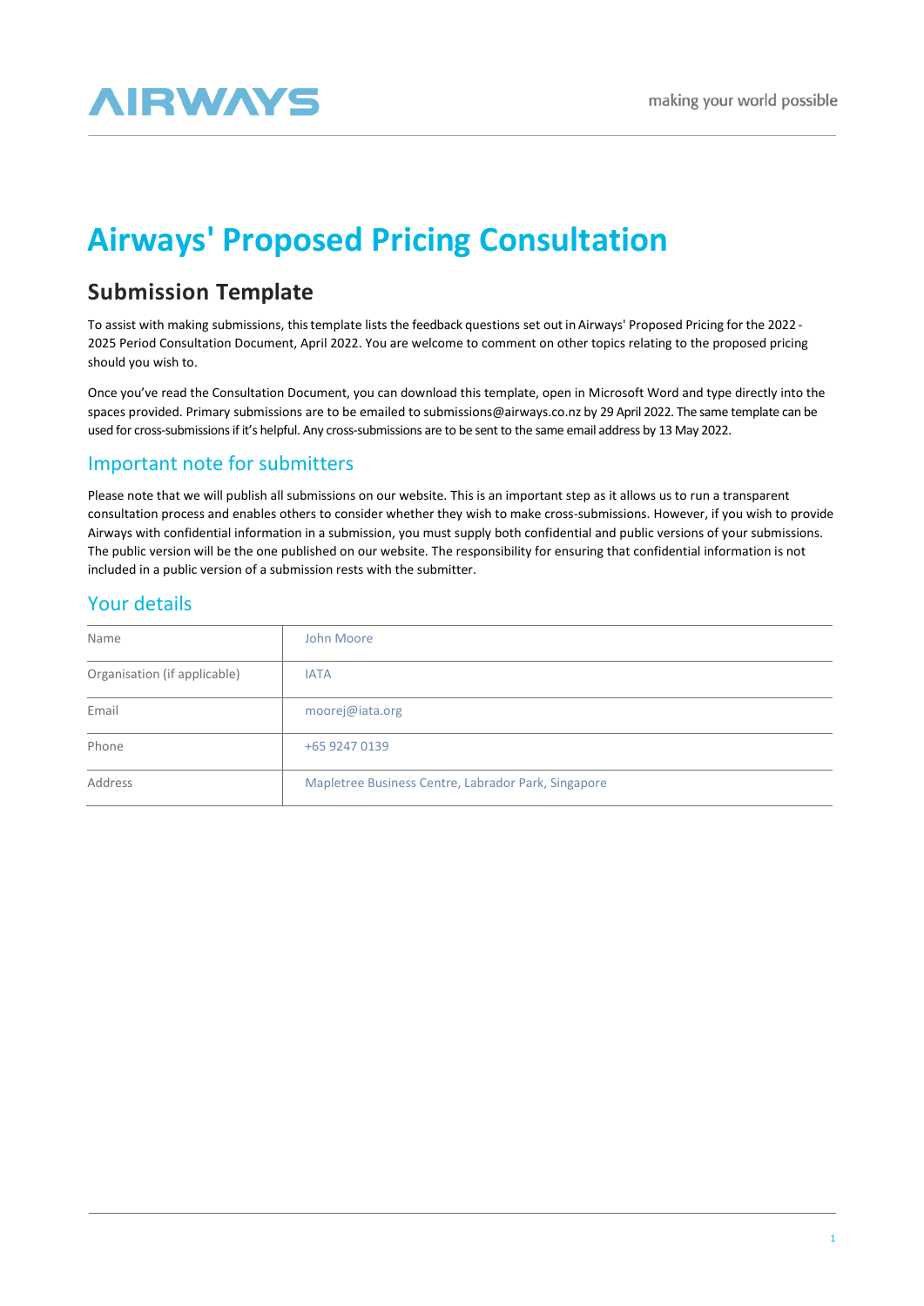# Airways' Proposed Pricing Consultation

## Submission Template

To assist with making submissions, this template lists the feedback questions set out in Airways' Proposed Pricing for the 2022 - 2025 Period Consultation Document, April 2022. You are welcome to comment on other topics relating to the proposed pricing should you wish to.

Once you've read the Consultation Document, you can download this template, open in Microsoft Word and type directly into the spaces provided. Primary submissions are to be emailed to submissions@airways.co.nz by 29 April 2022. The same template can be used for cross-submissions if it's helpful. Any cross-submissions are to be sent to the same email address by 13 May 2022.

### Important note for submitters

Please note that we will publish all submissions on our website. This is an important step as it allows us to run a transparent consultation process and enables others to consider whether they wish to make cross-submissions. However, if you wish to provide Airways with confidential information in a submission, you must supply both confidential and public versions of your submissions. The public version will be the one published on our website. The responsibility for ensuring that confidential information is not included in a public version of a submission rests with the submitter.

### Your details

| | |
|---|---|
| Name | John Moore |
| Organisation (if applicable) | IATA |
| Email | moorej@iata.org |
| Phone | +65 9247 0139 |
| Address | Mapletree Business Centre, Labrador Park, Singapore |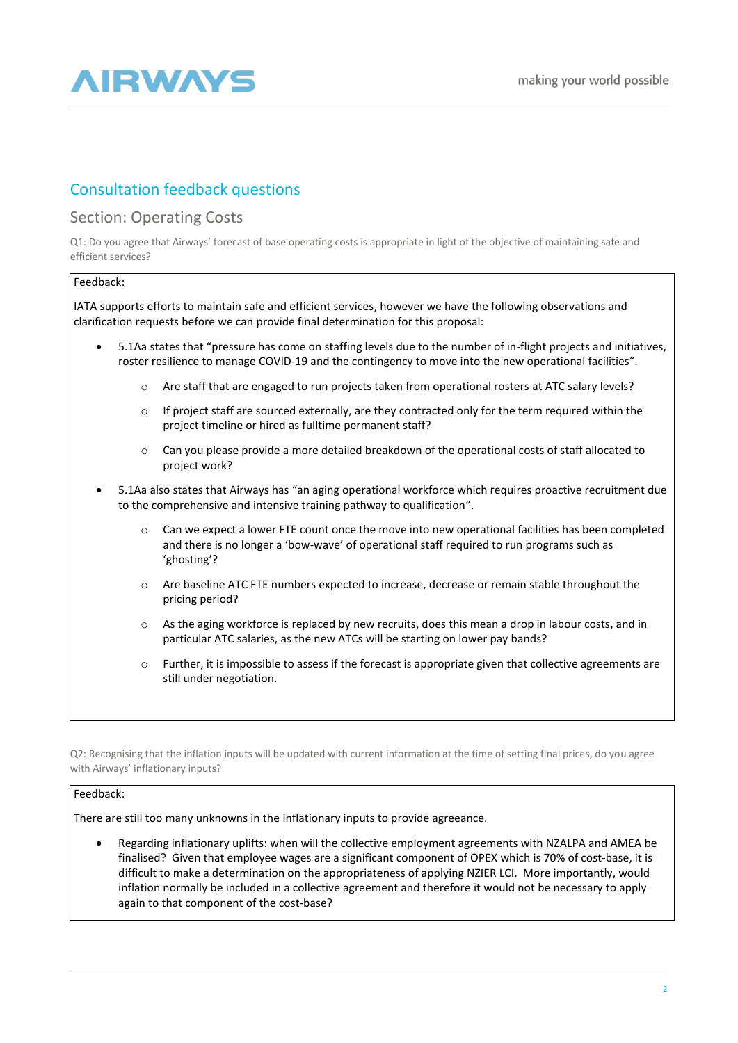## Consultation feedback questions

### Section: Operating Costs

Q1: Do you agree that Airways' forecast of base operating costs is appropriate in light of the objective of maintaining safe and efficient services?

Feedback:

IATA supports efforts to maintain safe and efficient services, however we have the following observations and clarification requests before we can provide final determination for this proposal:

- 5.1Aa states that "pressure has come on staffing levels due to the number of in-flight projects and initiatives, roster resilience to manage COVID-19 and the contingency to move into the new operational facilities".
  - Are staff that are engaged to run projects taken from operational rosters at ATC salary levels?
  - If project staff are sourced externally, are they contracted only for the term required within the project timeline or hired as fulltime permanent staff?
  - Can you please provide a more detailed breakdown of the operational costs of staff allocated to project work?
- 5.1Aa also states that Airways has "an aging operational workforce which requires proactive recruitment due to the comprehensive and intensive training pathway to qualification".
  - Can we expect a lower FTE count once the move into new operational facilities has been completed and there is no longer a 'bow-wave' of operational staff required to run programs such as 'ghosting'?
  - Are baseline ATC FTE numbers expected to increase, decrease or remain stable throughout the pricing period?
  - As the aging workforce is replaced by new recruits, does this mean a drop in labour costs, and in particular ATC salaries, as the new ATCs will be starting on lower pay bands?
  - Further, it is impossible to assess if the forecast is appropriate given that collective agreements are still under negotiation.

Q2: Recognising that the inflation inputs will be updated with current information at the time of setting final prices, do you agree with Airways' inflationary inputs?

Feedback:

There are still too many unknowns in the inflationary inputs to provide agreeance.

- Regarding inflationary uplifts: when will the collective employment agreements with NZALPA and AMEA be finalised? Given that employee wages are a significant component of OPEX which is 70% of cost-base, it is difficult to make a determination on the appropriateness of applying NZIER LCI. More importantly, would inflation normally be included in a collective agreement and therefore it would not be necessary to apply again to that component of the cost-base?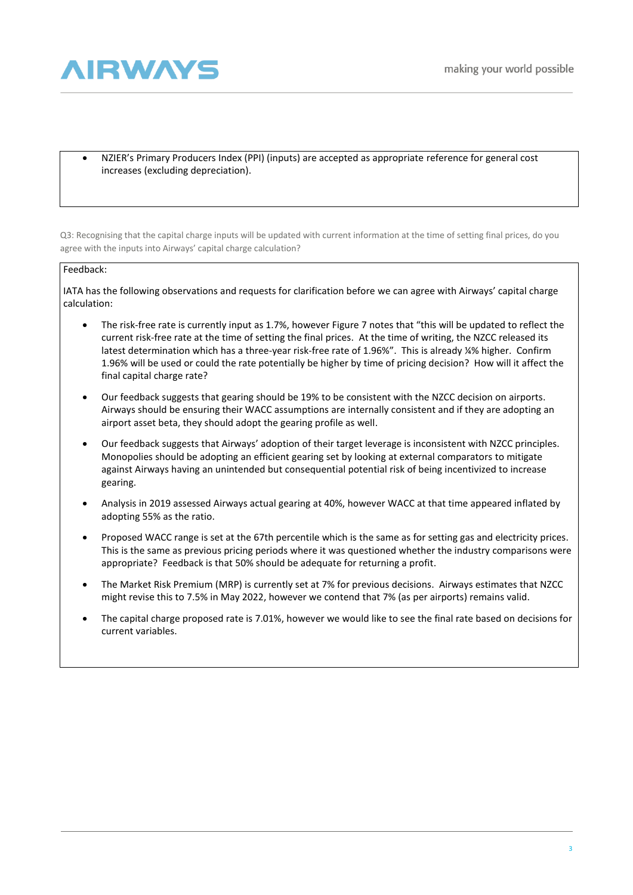- NZIER's Primary Producers Index (PPI) (inputs) are accepted as appropriate reference for general cost increases (excluding depreciation).

Q3: Recognising that the capital charge inputs will be updated with current information at the time of setting final prices, do you agree with the inputs into Airways' capital charge calculation?

Feedback:

IATA has the following observations and requests for clarification before we can agree with Airways' capital charge calculation:

- The risk-free rate is currently input as 1.7%, however Figure 7 notes that "this will be updated to reflect the current risk-free rate at the time of setting the final prices. At the time of writing, the NZCC released its latest determination which has a three-year risk-free rate of 1.96%". This is already ¼% higher. Confirm 1.96% will be used or could the rate potentially be higher by time of pricing decision? How will it affect the final capital charge rate?

- Our feedback suggests that gearing should be 19% to be consistent with the NZCC decision on airports. Airways should be ensuring their WACC assumptions are internally consistent and if they are adopting an airport asset beta, they should adopt the gearing profile as well.

- Our feedback suggests that Airways' adoption of their target leverage is inconsistent with NZCC principles. Monopolies should be adopting an efficient gearing set by looking at external comparators to mitigate against Airways having an unintended but consequential potential risk of being incentivized to increase gearing.

- Analysis in 2019 assessed Airways actual gearing at 40%, however WACC at that time appeared inflated by adopting 55% as the ratio.

- Proposed WACC range is set at the 67th percentile which is the same as for setting gas and electricity prices. This is the same as previous pricing periods where it was questioned whether the industry comparisons were appropriate? Feedback is that 50% should be adequate for returning a profit.

- The Market Risk Premium (MRP) is currently set at 7% for previous decisions. Airways estimates that NZCC might revise this to 7.5% in May 2022, however we contend that 7% (as per airports) remains valid.

- The capital charge proposed rate is 7.01%, however we would like to see the final rate based on decisions for current variables.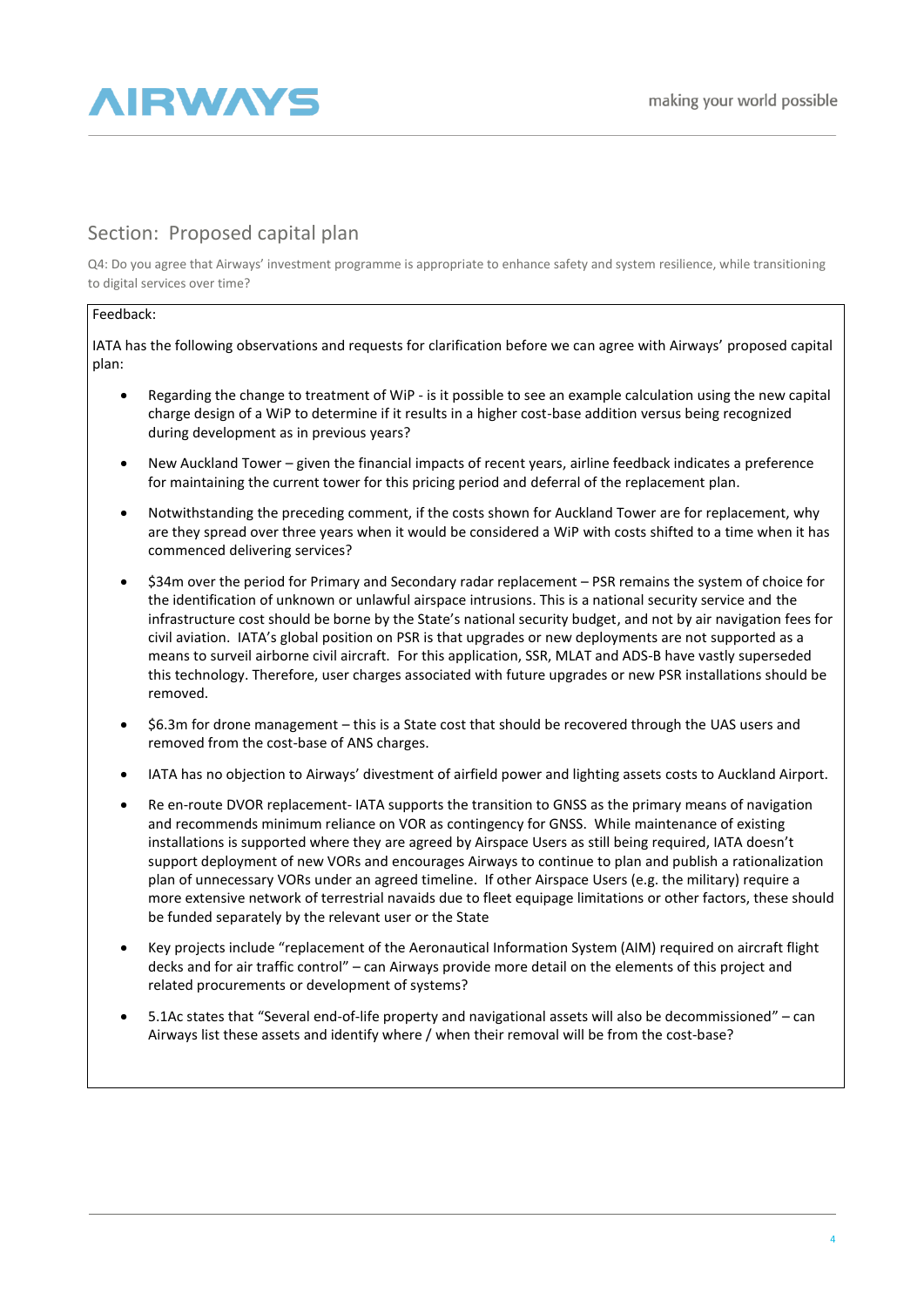## Section: Proposed capital plan

Q4: Do you agree that Airways' investment programme is appropriate to enhance safety and system resilience, while transitioning to digital services over time?

Feedback:

IATA has the following observations and requests for clarification before we can agree with Airways' proposed capital plan:

- Regarding the change to treatment of WiP - is it possible to see an example calculation using the new capital charge design of a WiP to determine if it results in a higher cost-base addition versus being recognized during development as in previous years?
- New Auckland Tower – given the financial impacts of recent years, airline feedback indicates a preference for maintaining the current tower for this pricing period and deferral of the replacement plan.
- Notwithstanding the preceding comment, if the costs shown for Auckland Tower are for replacement, why are they spread over three years when it would be considered a WiP with costs shifted to a time when it has commenced delivering services?
- $34m over the period for Primary and Secondary radar replacement – PSR remains the system of choice for the identification of unknown or unlawful airspace intrusions. This is a national security service and the infrastructure cost should be borne by the State's national security budget, and not by air navigation fees for civil aviation. IATA's global position on PSR is that upgrades or new deployments are not supported as a means to surveil airborne civil aircraft. For this application, SSR, MLAT and ADS-B have vastly superseded this technology. Therefore, user charges associated with future upgrades or new PSR installations should be removed.
- $6.3m for drone management – this is a State cost that should be recovered through the UAS users and removed from the cost-base of ANS charges.
- IATA has no objection to Airways' divestment of airfield power and lighting assets costs to Auckland Airport.
- Re en-route DVOR replacement- IATA supports the transition to GNSS as the primary means of navigation and recommends minimum reliance on VOR as contingency for GNSS. While maintenance of existing installations is supported where they are agreed by Airspace Users as still being required, IATA doesn't support deployment of new VORs and encourages Airways to continue to plan and publish a rationalization plan of unnecessary VORs under an agreed timeline. If other Airspace Users (e.g. the military) require a more extensive network of terrestrial navaids due to fleet equipage limitations or other factors, these should be funded separately by the relevant user or the State
- Key projects include "replacement of the Aeronautical Information System (AIM) required on aircraft flight decks and for air traffic control" – can Airways provide more detail on the elements of this project and related procurements or development of systems?
- 5.1Ac states that "Several end-of-life property and navigational assets will also be decommissioned" – can Airways list these assets and identify where / when their removal will be from the cost-base?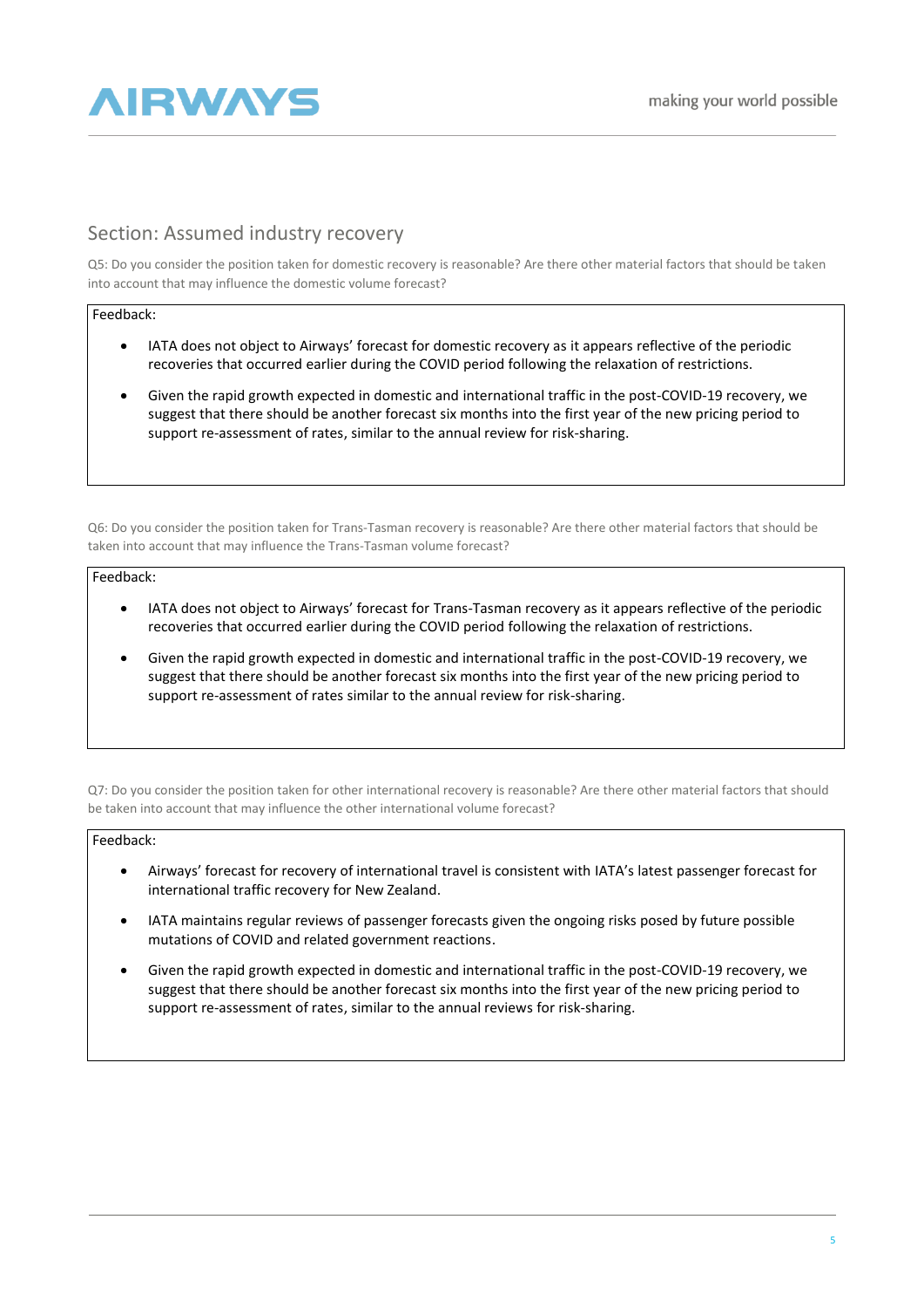## Section: Assumed industry recovery

Q5: Do you consider the position taken for domestic recovery is reasonable? Are there other material factors that should be taken into account that may influence the domestic volume forecast?

Feedback:

- IATA does not object to Airways' forecast for domestic recovery as it appears reflective of the periodic recoveries that occurred earlier during the COVID period following the relaxation of restrictions.
- Given the rapid growth expected in domestic and international traffic in the post-COVID-19 recovery, we suggest that there should be another forecast six months into the first year of the new pricing period to support re-assessment of rates, similar to the annual review for risk-sharing.

Q6: Do you consider the position taken for Trans-Tasman recovery is reasonable? Are there other material factors that should be taken into account that may influence the Trans-Tasman volume forecast?

Feedback:

- IATA does not object to Airways' forecast for Trans-Tasman recovery as it appears reflective of the periodic recoveries that occurred earlier during the COVID period following the relaxation of restrictions.
- Given the rapid growth expected in domestic and international traffic in the post-COVID-19 recovery, we suggest that there should be another forecast six months into the first year of the new pricing period to support re-assessment of rates similar to the annual review for risk-sharing.

Q7: Do you consider the position taken for other international recovery is reasonable? Are there other material factors that should be taken into account that may influence the other international volume forecast?

Feedback:

- Airways' forecast for recovery of international travel is consistent with IATA's latest passenger forecast for international traffic recovery for New Zealand.
- IATA maintains regular reviews of passenger forecasts given the ongoing risks posed by future possible mutations of COVID and related government reactions.
- Given the rapid growth expected in domestic and international traffic in the post-COVID-19 recovery, we suggest that there should be another forecast six months into the first year of the new pricing period to support re-assessment of rates, similar to the annual reviews for risk-sharing.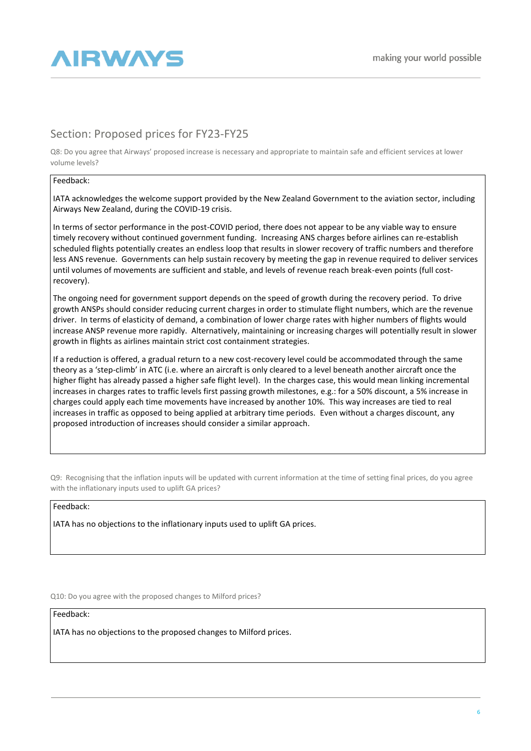## Section: Proposed prices for FY23-FY25

Q8: Do you agree that Airways' proposed increase is necessary and appropriate to maintain safe and efficient services at lower volume levels?

Feedback:

IATA acknowledges the welcome support provided by the New Zealand Government to the aviation sector, including Airways New Zealand, during the COVID-19 crisis.

In terms of sector performance in the post-COVID period, there does not appear to be any viable way to ensure timely recovery without continued government funding. Increasing ANS charges before airlines can re-establish scheduled flights potentially creates an endless loop that results in slower recovery of traffic numbers and therefore less ANS revenue. Governments can help sustain recovery by meeting the gap in revenue required to deliver services until volumes of movements are sufficient and stable, and levels of revenue reach break-even points (full cost-recovery).

The ongoing need for government support depends on the speed of growth during the recovery period. To drive growth ANSPs should consider reducing current charges in order to stimulate flight numbers, which are the revenue driver. In terms of elasticity of demand, a combination of lower charge rates with higher numbers of flights would increase ANSP revenue more rapidly. Alternatively, maintaining or increasing charges will potentially result in slower growth in flights as airlines maintain strict cost containment strategies.

If a reduction is offered, a gradual return to a new cost-recovery level could be accommodated through the same theory as a 'step-climb' in ATC (i.e. where an aircraft is only cleared to a level beneath another aircraft once the higher flight has already passed a higher safe flight level). In the charges case, this would mean linking incremental increases in charges rates to traffic levels first passing growth milestones, e.g.: for a 50% discount, a 5% increase in charges could apply each time movements have increased by another 10%. This way increases are tied to real increases in traffic as opposed to being applied at arbitrary time periods. Even without a charges discount, any proposed introduction of increases should consider a similar approach.

Q9: Recognising that the inflation inputs will be updated with current information at the time of setting final prices, do you agree with the inflationary inputs used to uplift GA prices?

Feedback:

IATA has no objections to the inflationary inputs used to uplift GA prices.

Q10: Do you agree with the proposed changes to Milford prices?

Feedback:

IATA has no objections to the proposed changes to Milford prices.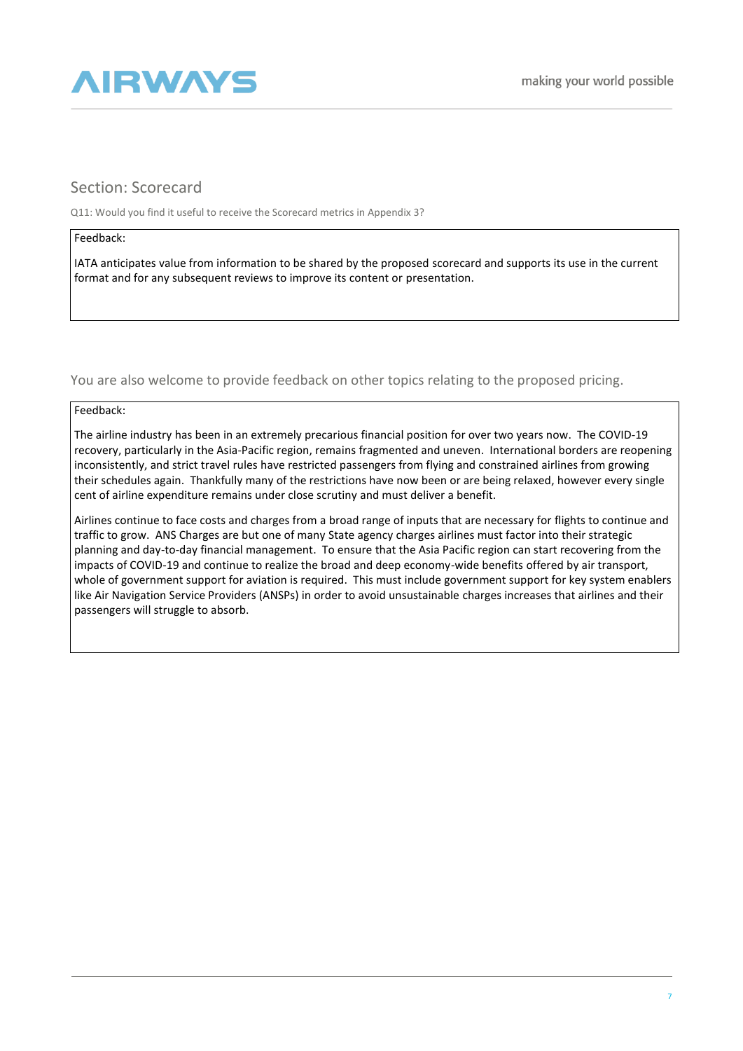## Section: Scorecard

Q11: Would you find it useful to receive the Scorecard metrics in Appendix 3?

Feedback:

IATA anticipates value from information to be shared by the proposed scorecard and supports its use in the current format and for any subsequent reviews to improve its content or presentation.

You are also welcome to provide feedback on other topics relating to the proposed pricing.

Feedback:

The airline industry has been in an extremely precarious financial position for over two years now. The COVID-19 recovery, particularly in the Asia-Pacific region, remains fragmented and uneven. International borders are reopening inconsistently, and strict travel rules have restricted passengers from flying and constrained airlines from growing their schedules again. Thankfully many of the restrictions have now been or are being relaxed, however every single cent of airline expenditure remains under close scrutiny and must deliver a benefit.

Airlines continue to face costs and charges from a broad range of inputs that are necessary for flights to continue and traffic to grow. ANS Charges are but one of many State agency charges airlines must factor into their strategic planning and day-to-day financial management. To ensure that the Asia Pacific region can start recovering from the impacts of COVID-19 and continue to realize the broad and deep economy-wide benefits offered by air transport, whole of government support for aviation is required. This must include government support for key system enablers like Air Navigation Service Providers (ANSPs) in order to avoid unsustainable charges increases that airlines and their passengers will struggle to absorb.